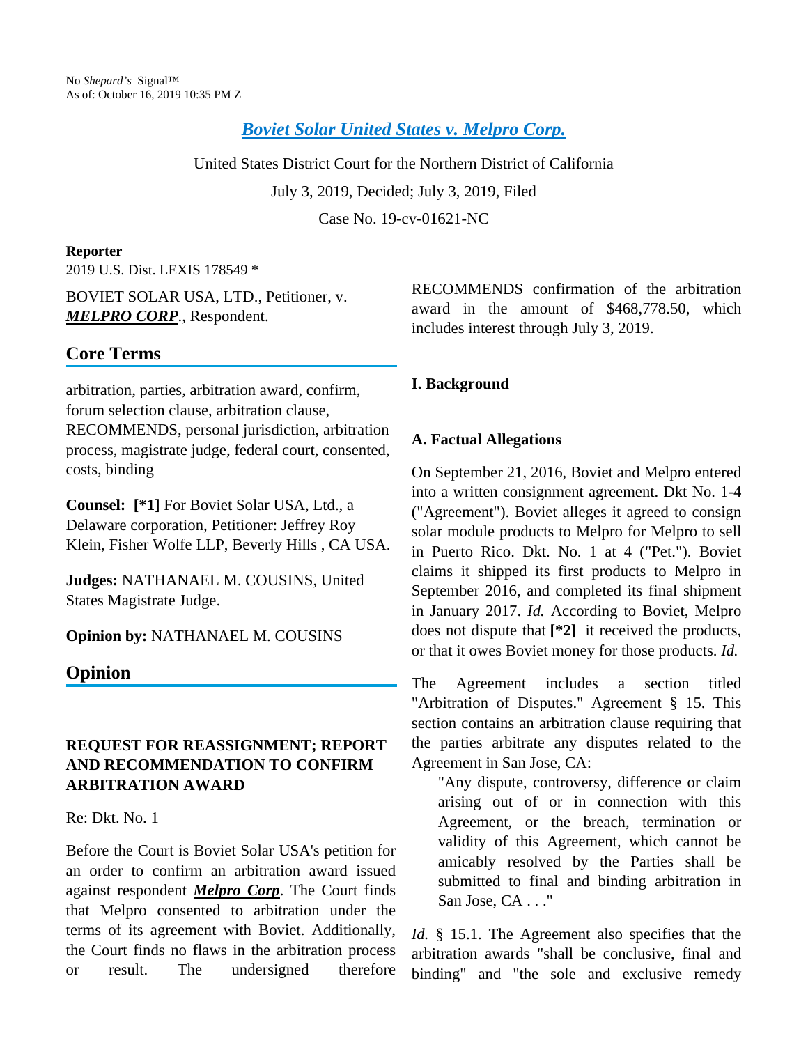No *Shepard's* Signal™
As of: October 16, 2019 10:35 PM Z

# *Boviet Solar United States v. Melpro Corp.*

United States District Court for the Northern District of California

July 3, 2019, Decided; July 3, 2019, Filed

Case No. 19-cv-01621-NC

**Reporter**

2019 U.S. Dist. LEXIS 178549 *

BOVIET SOLAR USA, LTD., Petitioner, v. ***MELPRO CORP***., Respondent.

## Core Terms

arbitration, parties, arbitration award, confirm, forum selection clause, arbitration clause, RECOMMENDS, personal jurisdiction, arbitration process, magistrate judge, federal court, consented, costs, binding

**Counsel:** **[*1]** For Boviet Solar USA, Ltd., a Delaware corporation, Petitioner: Jeffrey Roy Klein, Fisher Wolfe LLP, Beverly Hills , CA USA.

**Judges:** NATHANAEL M. COUSINS, United States Magistrate Judge.

**Opinion by:** NATHANAEL M. COUSINS

## Opinion

**REQUEST FOR REASSIGNMENT; REPORT AND RECOMMENDATION TO CONFIRM ARBITRATION AWARD**

Re: Dkt. No. 1

Before the Court is Boviet Solar USA's petition for an order to confirm an arbitration award issued against respondent ***Melpro Corp***. The Court finds that Melpro consented to arbitration under the terms of its agreement with Boviet. Additionally, the Court finds no flaws in the arbitration process or result. The undersigned therefore RECOMMENDS confirmation of the arbitration award in the amount of $468,778.50, which includes interest through July 3, 2019.

**I. Background**

**A. Factual Allegations**

On September 21, 2016, Boviet and Melpro entered into a written consignment agreement. Dkt No. 1-4 ("Agreement"). Boviet alleges it agreed to consign solar module products to Melpro for Melpro to sell in Puerto Rico. Dkt. No. 1 at 4 ("Pet."). Boviet claims it shipped its first products to Melpro in September 2016, and completed its final shipment in January 2017. *Id.* According to Boviet, Melpro does not dispute that **[*2]** it received the products, or that it owes Boviet money for those products. *Id.*

The Agreement includes a section titled "Arbitration of Disputes." Agreement § 15. This section contains an arbitration clause requiring that the parties arbitrate any disputes related to the Agreement in San Jose, CA:

> "Any dispute, controversy, difference or claim arising out of or in connection with this Agreement, or the breach, termination or validity of this Agreement, which cannot be amicably resolved by the Parties shall be submitted to final and binding arbitration in San Jose, CA . . ."

*Id.* § 15.1. The Agreement also specifies that the arbitration awards "shall be conclusive, final and binding" and "the sole and exclusive remedy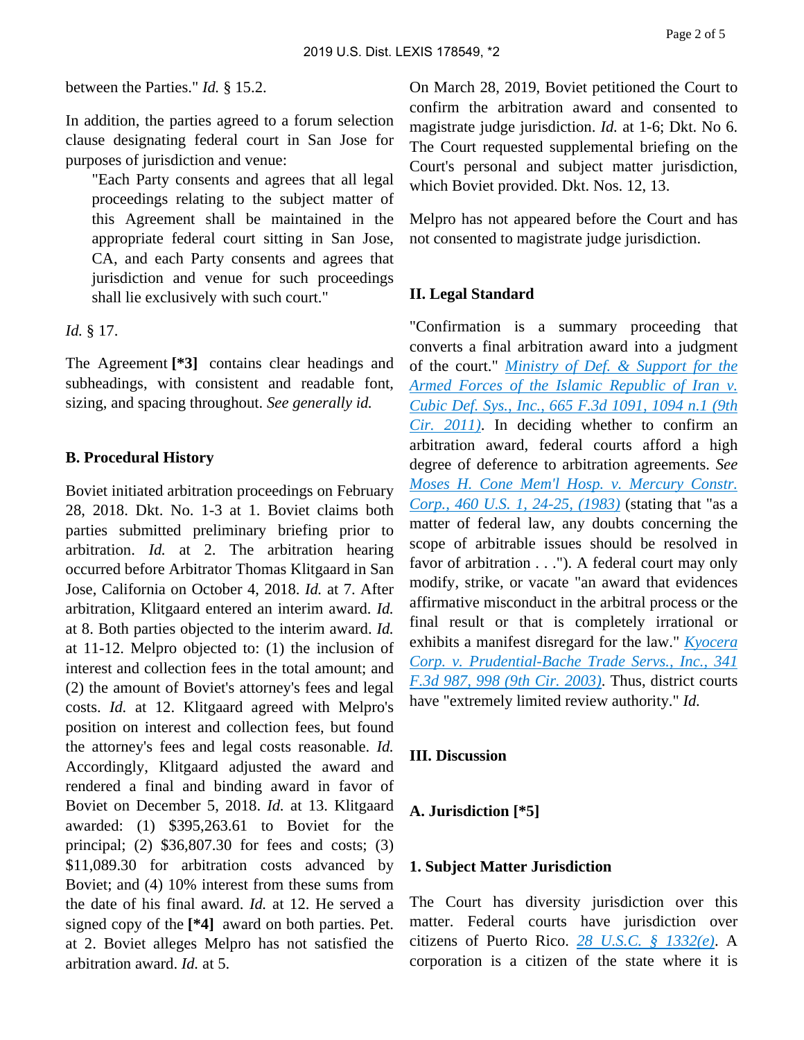between the Parties." *Id.* § 15.2.

In addition, the parties agreed to a forum selection clause designating federal court in San Jose for purposes of jurisdiction and venue:

> "Each Party consents and agrees that all legal proceedings relating to the subject matter of this Agreement shall be maintained in the appropriate federal court sitting in San Jose, CA, and each Party consents and agrees that jurisdiction and venue for such proceedings shall lie exclusively with such court."

*Id.* § 17.

The Agreement **[*3]** contains clear headings and subheadings, with consistent and readable font, sizing, and spacing throughout. *See generally id.*

### B. Procedural History

Boviet initiated arbitration proceedings on February 28, 2018. Dkt. No. 1-3 at 1. Boviet claims both parties submitted preliminary briefing prior to arbitration. *Id.* at 2. The arbitration hearing occurred before Arbitrator Thomas Klitgaard in San Jose, California on October 4, 2018. *Id.* at 7. After arbitration, Klitgaard entered an interim award. *Id.* at 8. Both parties objected to the interim award. *Id.* at 11-12. Melpro objected to: (1) the inclusion of interest and collection fees in the total amount; and (2) the amount of Boviet's attorney's fees and legal costs. *Id.* at 12. Klitgaard agreed with Melpro's position on interest and collection fees, but found the attorney's fees and legal costs reasonable. *Id.* Accordingly, Klitgaard adjusted the award and rendered a final and binding award in favor of Boviet on December 5, 2018. *Id.* at 13. Klitgaard awarded: (1) $395,263.61 to Boviet for the principal; (2) $36,807.30 for fees and costs; (3) $11,089.30 for arbitration costs advanced by Boviet; and (4) 10% interest from these sums from the date of his final award. *Id.* at 12. He served a signed copy of the **[*4]** award on both parties. Pet. at 2. Boviet alleges Melpro has not satisfied the arbitration award. *Id.* at 5.

On March 28, 2019, Boviet petitioned the Court to confirm the arbitration award and consented to magistrate judge jurisdiction. *Id.* at 1-6; Dkt. No 6. The Court requested supplemental briefing on the Court's personal and subject matter jurisdiction, which Boviet provided. Dkt. Nos. 12, 13.

Melpro has not appeared before the Court and has not consented to magistrate judge jurisdiction.

## II. Legal Standard

"Confirmation is a summary proceeding that converts a final arbitration award into a judgment of the court." *Ministry of Def. & Support for the Armed Forces of the Islamic Republic of Iran v. Cubic Def. Sys., Inc., 665 F.3d 1091, 1094 n.1 (9th Cir. 2011)*. In deciding whether to confirm an arbitration award, federal courts afford a high degree of deference to arbitration agreements. *See Moses H. Cone Mem'l Hosp. v. Mercury Constr. Corp., 460 U.S. 1, 24-25, (1983)* (stating that "as a matter of federal law, any doubts concerning the scope of arbitrable issues should be resolved in favor of arbitration . . ."). A federal court may only modify, strike, or vacate "an award that evidences affirmative misconduct in the arbitral process or the final result or that is completely irrational or exhibits a manifest disregard for the law." *Kyocera Corp. v. Prudential-Bache Trade Servs., Inc., 341 F.3d 987, 998 (9th Cir. 2003)*. Thus, district courts have "extremely limited review authority." *Id.*

## III. Discussion

### A. Jurisdiction [*5]

#### 1. Subject Matter Jurisdiction

The Court has diversity jurisdiction over this matter. Federal courts have jurisdiction over citizens of Puerto Rico. *28 U.S.C. § 1332(e)*. A corporation is a citizen of the state where it is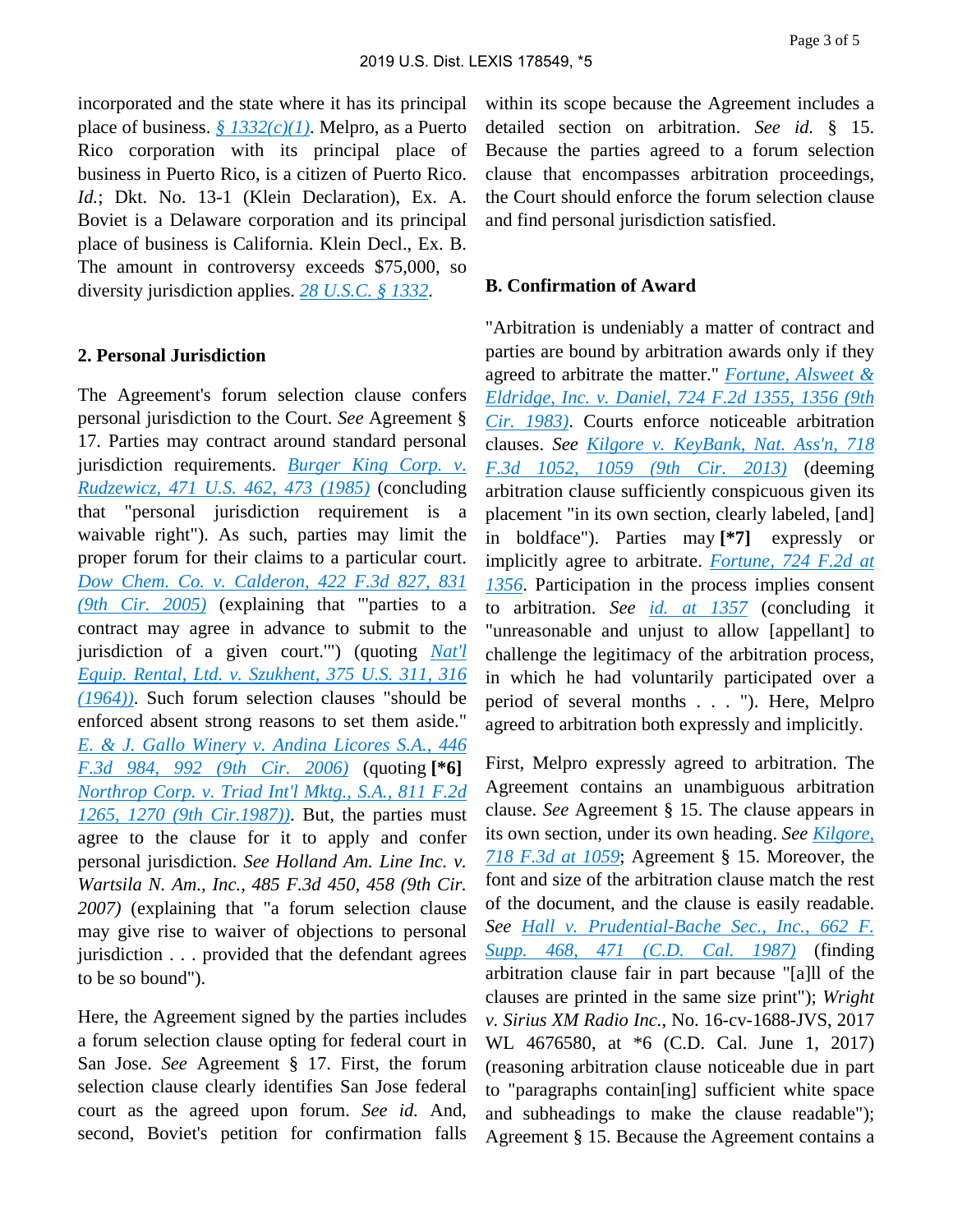incorporated and the state where it has its principal place of business. *§ 1332(c)(1)*. Melpro, as a Puerto Rico corporation with its principal place of business in Puerto Rico, is a citizen of Puerto Rico. *Id.*; Dkt. No. 13-1 (Klein Declaration), Ex. A. Boviet is a Delaware corporation and its principal place of business is California. Klein Decl., Ex. B. The amount in controversy exceeds $75,000, so diversity jurisdiction applies. *28 U.S.C. § 1332*.

**2. Personal Jurisdiction**

The Agreement's forum selection clause confers personal jurisdiction to the Court. *See* Agreement § 17. Parties may contract around standard personal jurisdiction requirements. *Burger King Corp. v. Rudzewicz, 471 U.S. 462, 473 (1985)* (concluding that "personal jurisdiction requirement is a waivable right"). As such, parties may limit the proper forum for their claims to a particular court. *Dow Chem. Co. v. Calderon, 422 F.3d 827, 831 (9th Cir. 2005)* (explaining that "'parties to a contract may agree in advance to submit to the jurisdiction of a given court.'") (quoting *Nat'l Equip. Rental, Ltd. v. Szukhent, 375 U.S. 311, 316 (1964))*. Such forum selection clauses "should be enforced absent strong reasons to set them aside." *E. & J. Gallo Winery v. Andina Licores S.A., 446 F.3d 984, 992 (9th Cir. 2006)* (quoting **[*6]** *Northrop Corp. v. Triad Int'l Mktg., S.A., 811 F.2d 1265, 1270 (9th Cir.1987))*. But, the parties must agree to the clause for it to apply and confer personal jurisdiction. *See Holland Am. Line Inc. v. Wartsila N. Am., Inc., 485 F.3d 450, 458 (9th Cir. 2007)* (explaining that "a forum selection clause may give rise to waiver of objections to personal jurisdiction . . . provided that the defendant agrees to be so bound").

Here, the Agreement signed by the parties includes a forum selection clause opting for federal court in San Jose. *See* Agreement § 17. First, the forum selection clause clearly identifies San Jose federal court as the agreed upon forum. *See id.* And, second, Boviet's petition for confirmation falls within its scope because the Agreement includes a detailed section on arbitration. *See id.* § 15. Because the parties agreed to a forum selection clause that encompasses arbitration proceedings, the Court should enforce the forum selection clause and find personal jurisdiction satisfied.

**B. Confirmation of Award**

"Arbitration is undeniably a matter of contract and parties are bound by arbitration awards only if they agreed to arbitrate the matter." *Fortune, Alsweet & Eldridge, Inc. v. Daniel, 724 F.2d 1355, 1356 (9th Cir. 1983)*. Courts enforce noticeable arbitration clauses. *See Kilgore v. KeyBank, Nat. Ass'n, 718 F.3d 1052, 1059 (9th Cir. 2013)* (deeming arbitration clause sufficiently conspicuous given its placement "in its own section, clearly labeled, [and] in boldface"). Parties may **[*7]** expressly or implicitly agree to arbitrate. *Fortune, 724 F.2d at 1356*. Participation in the process implies consent to arbitration. *See id. at 1357* (concluding it "unreasonable and unjust to allow [appellant] to challenge the legitimacy of the arbitration process, in which he had voluntarily participated over a period of several months . . . "). Here, Melpro agreed to arbitration both expressly and implicitly.

First, Melpro expressly agreed to arbitration. The Agreement contains an unambiguous arbitration clause. *See* Agreement § 15. The clause appears in its own section, under its own heading. *See Kilgore, 718 F.3d at 1059*; Agreement § 15. Moreover, the font and size of the arbitration clause match the rest of the document, and the clause is easily readable. *See Hall v. Prudential-Bache Sec., Inc., 662 F. Supp. 468, 471 (C.D. Cal. 1987)* (finding arbitration clause fair in part because "[a]ll of the clauses are printed in the same size print"); *Wright v. Sirius XM Radio Inc.*, No. 16-cv-1688-JVS, 2017 WL 4676580, at *6 (C.D. Cal. June 1, 2017) (reasoning arbitration clause noticeable due in part to "paragraphs contain[ing] sufficient white space and subheadings to make the clause readable"); Agreement § 15. Because the Agreement contains a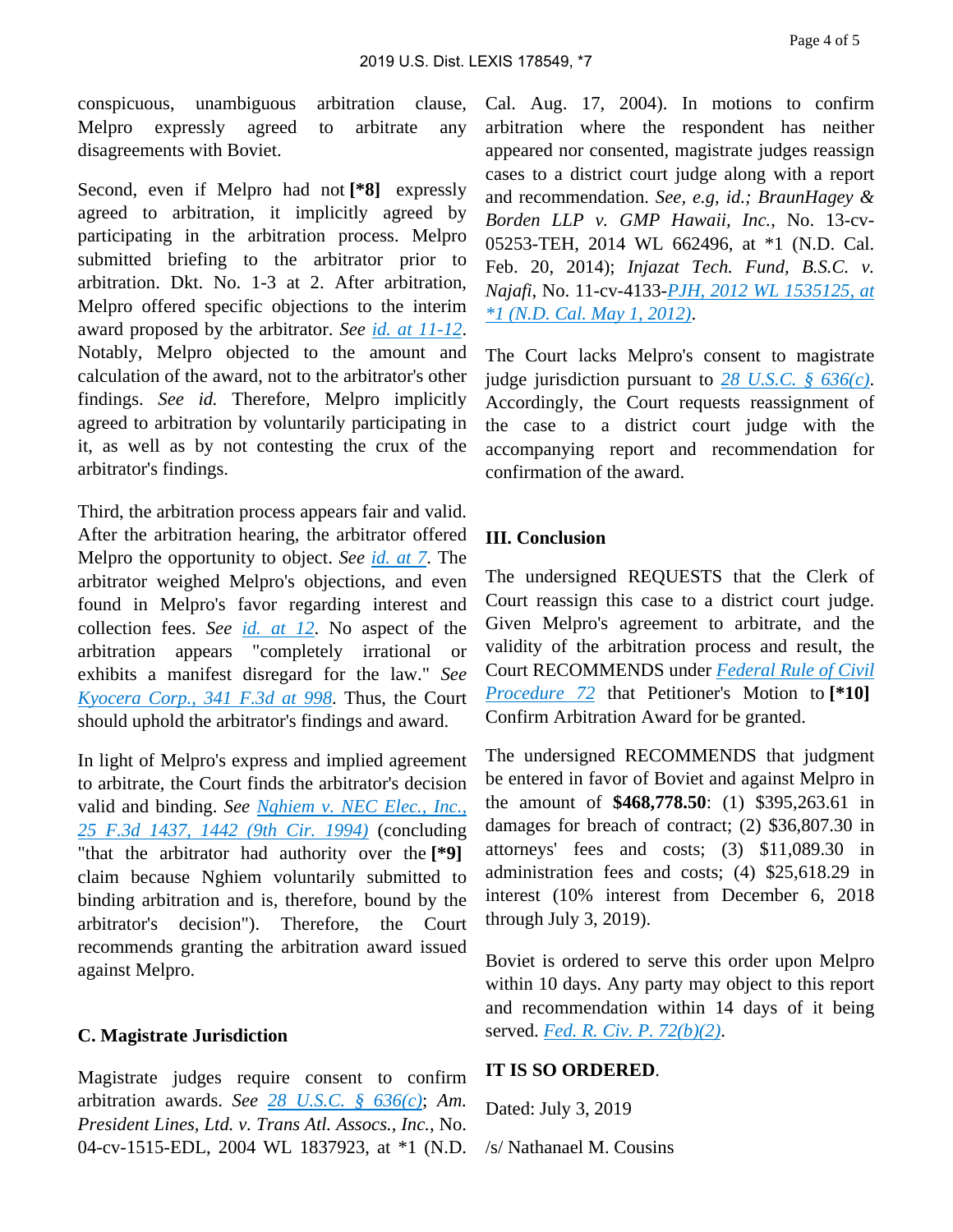conspicuous, unambiguous arbitration clause, Melpro expressly agreed to arbitrate any disagreements with Boviet.

Second, even if Melpro had not **[*8]** expressly agreed to arbitration, it implicitly agreed by participating in the arbitration process. Melpro submitted briefing to the arbitrator prior to arbitration. Dkt. No. 1-3 at 2. After arbitration, Melpro offered specific objections to the interim award proposed by the arbitrator. *See* id. at 11-12. Notably, Melpro objected to the amount and calculation of the award, not to the arbitrator's other findings. *See id.* Therefore, Melpro implicitly agreed to arbitration by voluntarily participating in it, as well as by not contesting the crux of the arbitrator's findings.

Third, the arbitration process appears fair and valid. After the arbitration hearing, the arbitrator offered Melpro the opportunity to object. *See* id. at 7. The arbitrator weighed Melpro's objections, and even found in Melpro's favor regarding interest and collection fees. *See* id. at 12. No aspect of the arbitration appears "completely irrational or exhibits a manifest disregard for the law." *See* *Kyocera Corp., 341 F.3d at 998*. Thus, the Court should uphold the arbitrator's findings and award.

In light of Melpro's express and implied agreement to arbitrate, the Court finds the arbitrator's decision valid and binding. *See* *Nghiem v. NEC Elec., Inc.*, 25 F.3d 1437, 1442 (9th Cir. 1994) (concluding "that the arbitrator had authority over the **[*9]** claim because Nghiem voluntarily submitted to binding arbitration and is, therefore, bound by the arbitrator's decision"). Therefore, the Court recommends granting the arbitration award issued against Melpro.

### C. Magistrate Jurisdiction

Magistrate judges require consent to confirm arbitration awards. *See* 28 U.S.C. § 636(c); *Am. President Lines, Ltd. v. Trans Atl. Assocs., Inc.*, No. 04-cv-1515-EDL, 2004 WL 1837923, at *1 (N.D. Cal. Aug. 17, 2004). In motions to confirm arbitration where the respondent has neither appeared nor consented, magistrate judges reassign cases to a district court judge along with a report and recommendation. *See, e.g, id.; BraunHagey & Borden LLP v. GMP Hawaii, Inc.*, No. 13-cv-05253-TEH, 2014 WL 662496, at *1 (N.D. Cal. Feb. 20, 2014); *Injazat Tech. Fund, B.S.C. v. Najafi*, No. 11-cv-4133-PJH, 2012 WL 1535125, at *1 (N.D. Cal. May 1, 2012).

The Court lacks Melpro's consent to magistrate judge jurisdiction pursuant to 28 U.S.C. § 636(c). Accordingly, the Court requests reassignment of the case to a district court judge with the accompanying report and recommendation for confirmation of the award.

## III. Conclusion

The undersigned REQUESTS that the Clerk of Court reassign this case to a district court judge. Given Melpro's agreement to arbitrate, and the validity of the arbitration process and result, the Court RECOMMENDS under *Federal Rule of Civil Procedure 72* that Petitioner's Motion to **[*10]** Confirm Arbitration Award for be granted.

The undersigned RECOMMENDS that judgment be entered in favor of Boviet and against Melpro in the amount of **$468,778.50**: (1) $395,263.61 in damages for breach of contract; (2) $36,807.30 in attorneys' fees and costs; (3) $11,089.30 in administration fees and costs; (4) $25,618.29 in interest (10% interest from December 6, 2018 through July 3, 2019).

Boviet is ordered to serve this order upon Melpro within 10 days. Any party may object to this report and recommendation within 14 days of it being served. *Fed. R. Civ. P. 72(b)(2)*.

**IT IS SO ORDERED**.

Dated: July 3, 2019

/s/ Nathanael M. Cousins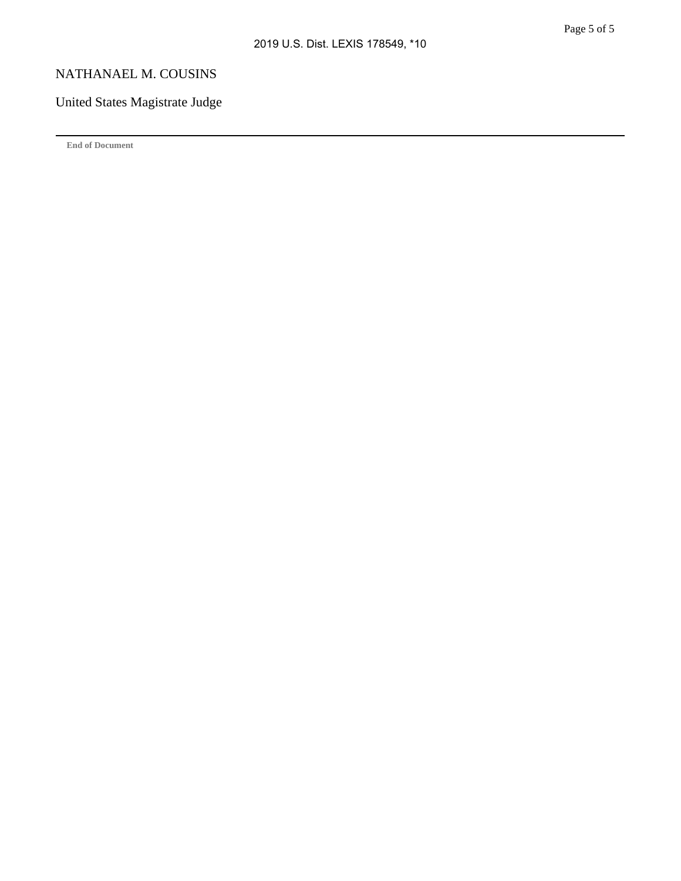NATHANAEL M. COUSINS

United States Magistrate Judge

---

**End of Document**